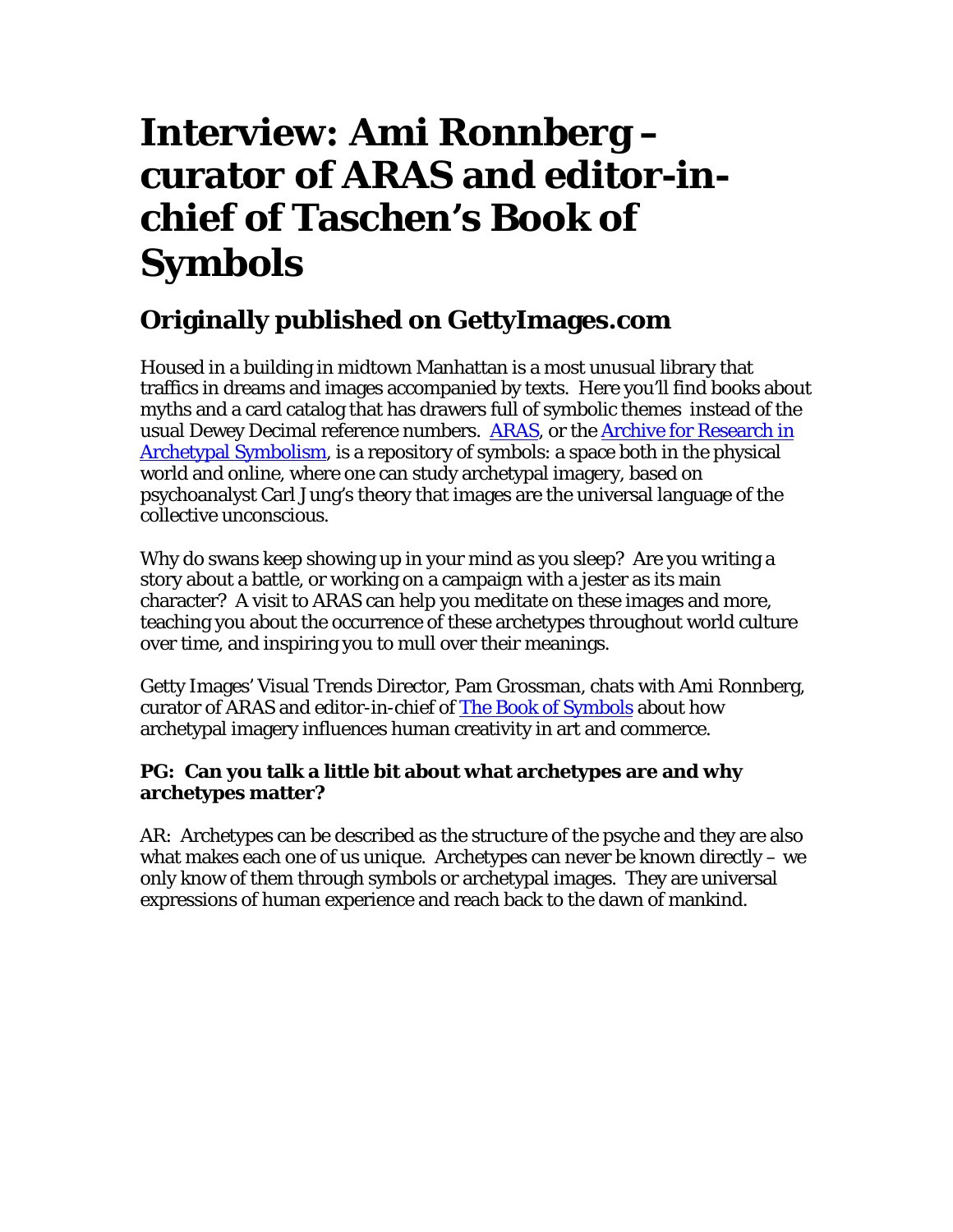# Interview: Ami Ronnberg – curator of ARAS and editor-in-chief of Taschen's Book of Symbols

## Originally published on GettyImages.com

Housed in a building in midtown Manhattan is a most unusual library that traffics in dreams and images accompanied by texts. Here you'll find books about myths and a card catalog that has drawers full of symbolic themes instead of the usual Dewey Decimal reference numbers. [ARAS](), or the [Archive for Research in Archetypal Symbolism](), is a repository of symbols: a space both in the physical world and online, where one can study archetypal imagery, based on psychoanalyst Carl Jung's theory that images are the universal language of the collective unconscious.

Why do swans keep showing up in your mind as you sleep? Are you writing a story about a battle, or working on a campaign with a jester as its main character? A visit to ARAS can help you meditate on these images and more, teaching you about the occurrence of these archetypes throughout world culture over time, and inspiring you to mull over their meanings.

Getty Images' Visual Trends Director, Pam Grossman, chats with Ami Ronnberg, curator of ARAS and editor-in-chief of [The Book of Symbols]() about how archetypal imagery influences human creativity in art and commerce.

**PG: Can you talk a little bit about what archetypes are and why archetypes matter?**

AR: Archetypes can be described as the structure of the psyche and they are also what makes each one of us unique. Archetypes can never be known directly – we only know of them through symbols or archetypal images. They are universal expressions of human experience and reach back to the dawn of mankind.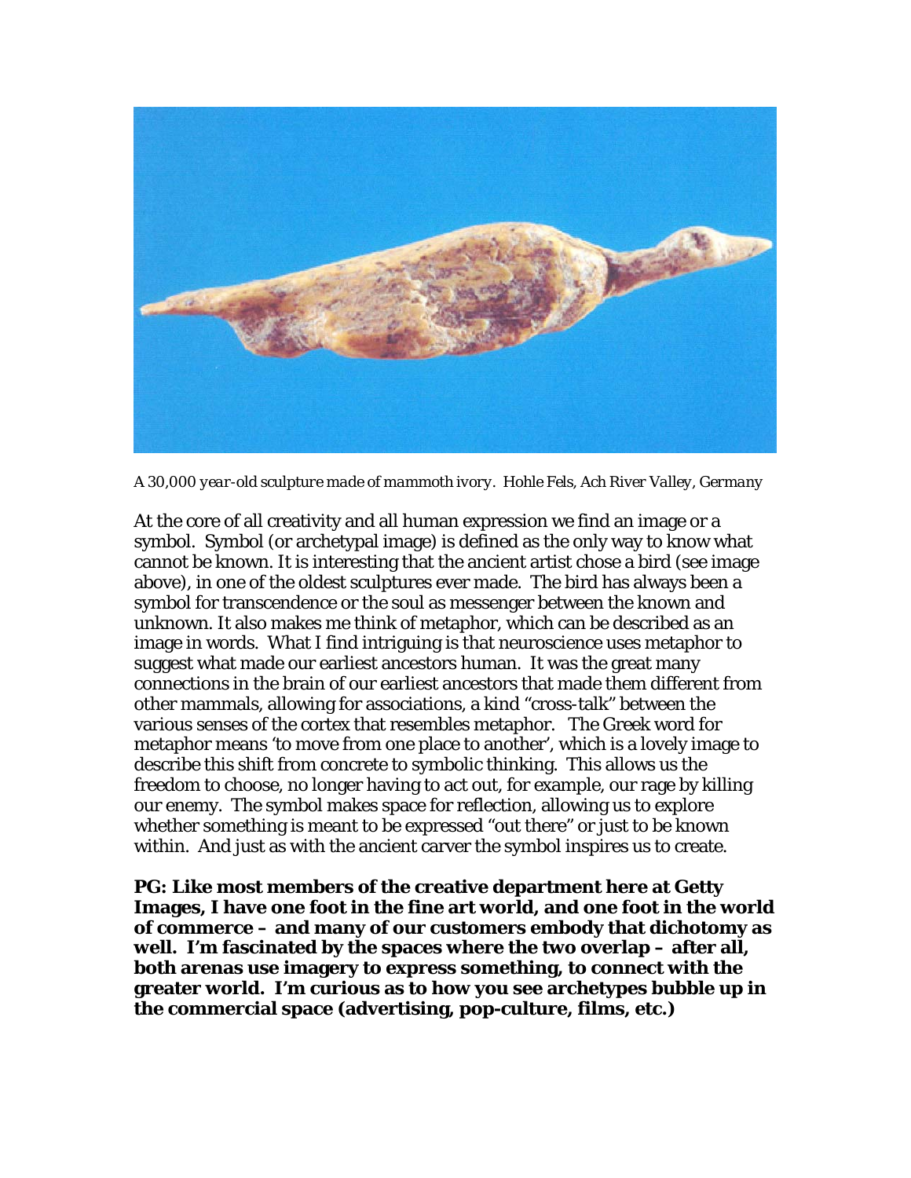*A 30,000 year-old sculpture made of mammoth ivory. Hohle Fels, Ach River Valley, Germany*

At the core of all creativity and all human expression we find an image or a symbol. Symbol (or archetypal image) is defined as the only way to know what cannot be known. It is interesting that the ancient artist chose a bird (see image above), in one of the oldest sculptures ever made. The bird has always been a symbol for transcendence or the soul as messenger between the known and unknown. It also makes me think of metaphor, which can be described as an image in words. What I find intriguing is that neuroscience uses metaphor to suggest what made our earliest ancestors human. It was the great many connections in the brain of our earliest ancestors that made them different from other mammals, allowing for associations, a kind "cross-talk" between the various senses of the cortex that resembles metaphor. The Greek word for metaphor means 'to move from one place to another', which is a lovely image to describe this shift from concrete to symbolic thinking. This allows us the freedom to choose, no longer having to act out, for example, our rage by killing our enemy. The symbol makes space for reflection, allowing us to explore whether something is meant to be expressed "out there" or just to be known within. And just as with the ancient carver the symbol inspires us to create.

**PG: Like most members of the creative department here at Getty Images, I have one foot in the fine art world, and one foot in the world of commerce – and many of our customers embody that dichotomy as well. I'm fascinated by the spaces where the two overlap – after all, both arenas use imagery to express something, to connect with the greater world. I'm curious as to how you see archetypes bubble up in the commercial space (advertising, pop-culture, films, etc.)**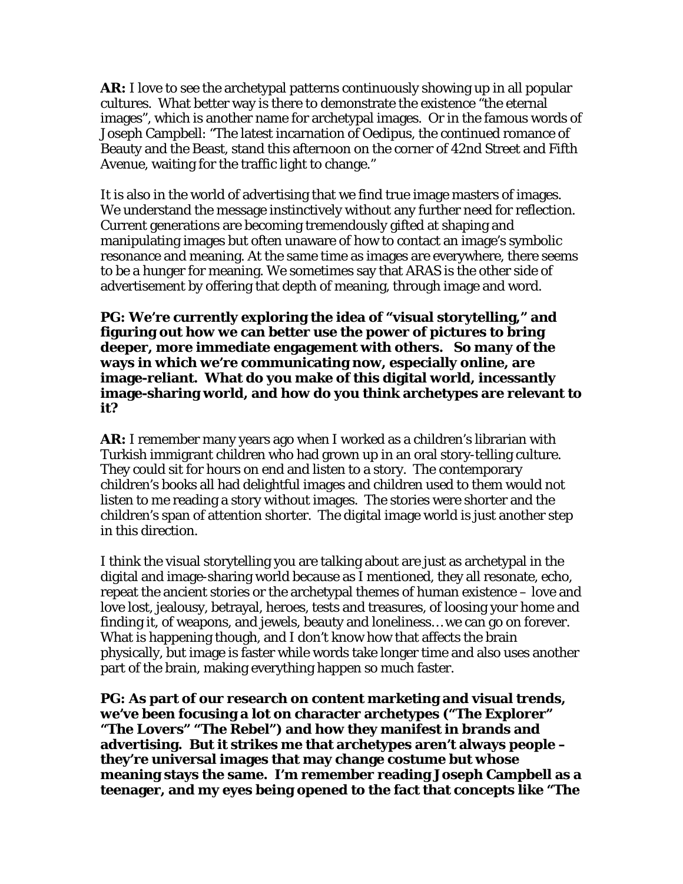**AR:** I love to see the archetypal patterns continuously showing up in all popular cultures. What better way is there to demonstrate the existence "the eternal images", which is another name for archetypal images. Or in the famous words of Joseph Campbell: "The latest incarnation of Oedipus, the continued romance of Beauty and the Beast, stand this afternoon on the corner of 42nd Street and Fifth Avenue, waiting for the traffic light to change."

It is also in the world of advertising that we find true image masters of images. We understand the message instinctively without any further need for reflection. Current generations are becoming tremendously gifted at shaping and manipulating images but often unaware of how to contact an image's symbolic resonance and meaning. At the same time as images are everywhere, there seems to be a hunger for meaning. We sometimes say that ARAS is the other side of advertisement by offering that depth of meaning, through image and word.

**PG: We're currently exploring the idea of "visual storytelling," and figuring out how we can better use the power of pictures to bring deeper, more immediate engagement with others. So many of the ways in which we're communicating now, especially online, are image-reliant. What do you make of this digital world, incessantly image-sharing world, and how do you think archetypes are relevant to it?**

**AR:** I remember many years ago when I worked as a children's librarian with Turkish immigrant children who had grown up in an oral story-telling culture. They could sit for hours on end and listen to a story. The contemporary children's books all had delightful images and children used to them would not listen to me reading a story without images. The stories were shorter and the children's span of attention shorter. The digital image world is just another step in this direction.

I think the visual storytelling you are talking about are just as archetypal in the digital and image-sharing world because as I mentioned, they all resonate, echo, repeat the ancient stories or the archetypal themes of human existence – love and love lost, jealousy, betrayal, heroes, tests and treasures, of loosing your home and finding it, of weapons, and jewels, beauty and loneliness… we can go on forever. What is happening though, and I don't know how that affects the brain physically, but image is faster while words take longer time and also uses another part of the brain, making everything happen so much faster.

**PG: As part of our research on content marketing and visual trends, we've been focusing a lot on character archetypes ("The Explorer" "The Lovers" "The Rebel") and how they manifest in brands and advertising. But it strikes me that archetypes aren't always people – they're universal images that may change costume but whose meaning stays the same. I'm remember reading Joseph Campbell as a teenager, and my eyes being opened to the fact that concepts like "The**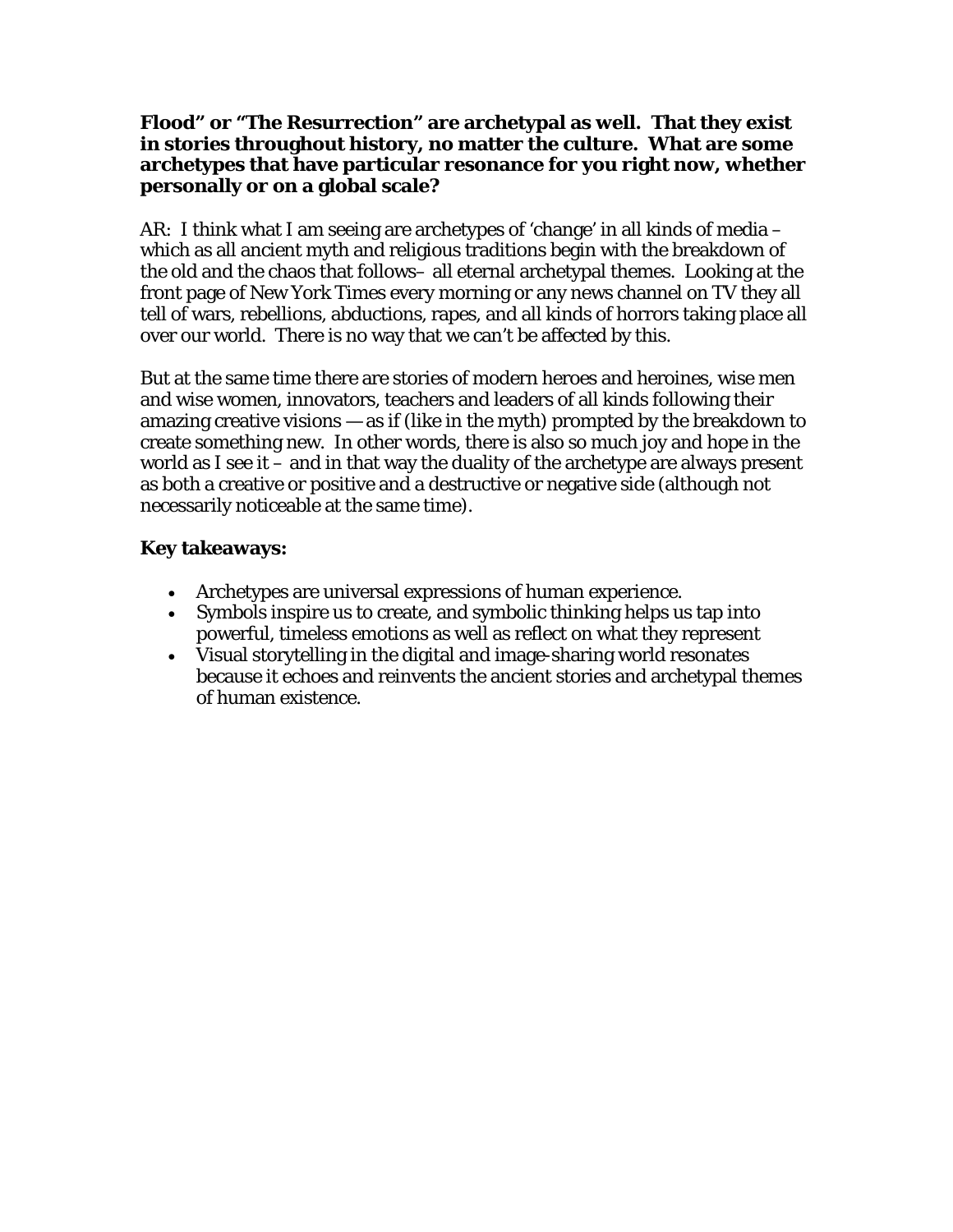**Flood" or "The Resurrection" are archetypal as well. That they exist in stories throughout history, no matter the culture. What are some archetypes that have particular resonance for you right now, whether personally or on a global scale?**

AR: I think what I am seeing are archetypes of 'change' in all kinds of media – which as all ancient myth and religious traditions begin with the breakdown of the old and the chaos that follows– all eternal archetypal themes. Looking at the front page of New York Times every morning or any news channel on TV they all tell of wars, rebellions, abductions, rapes, and all kinds of horrors taking place all over our world. There is no way that we can't be affected by this.

But at the same time there are stories of modern heroes and heroines, wise men and wise women, innovators, teachers and leaders of all kinds following their amazing creative visions — as if (like in the myth) prompted by the breakdown to create something new. In other words, there is also so much joy and hope in the world as I see it – and in that way the duality of the archetype are always present as both a creative or positive and a destructive or negative side (although not necessarily noticeable at the same time).

**Key takeaways:**

- Archetypes are universal expressions of human experience.
- Symbols inspire us to create, and symbolic thinking helps us tap into powerful, timeless emotions as well as reflect on what they represent
- Visual storytelling in the digital and image-sharing world resonates because it echoes and reinvents the ancient stories and archetypal themes of human existence.